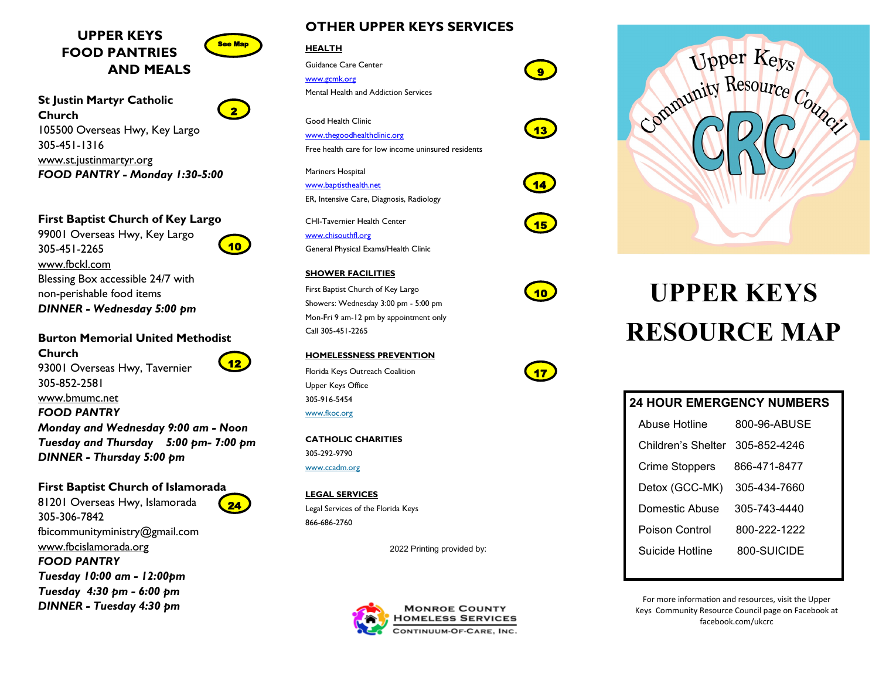# UPPER KEYS FOOD PANTRIES AND MEALS

See Map

**St Justin Martyr Catholic Church** (2)
105500 Overseas Hwy, Key Largo
305-451-1316
www.st.justinmartyr.org
***FOOD PANTRY - Monday 1:30-5:00***

**First Baptist Church of Key Largo** (10)
99001 Overseas Hwy, Key Largo
305-451-2265
www.fbckl.com
Blessing Box accessible 24/7 with non-perishable food items
***DINNER - Wednesday 5:00 pm***

**Burton Memorial United Methodist Church** (12)
93001 Overseas Hwy, Tavernier
305-852-2581
www.bmumc.net
***FOOD PANTRY***
***Monday and Wednesday 9:00 am - Noon***
***Tuesday and Thursday 5:00 pm- 7:00 pm***
***DINNER - Thursday 5:00 pm***

**First Baptist Church of Islamorada** (24)
81201 Overseas Hwy, Islamorada
305-306-7842
fbicommunityministry@gmail.com
www.fbcislamorada.org
***FOOD PANTRY***
***Tuesday 10:00 am - 12:00pm***
***Tuesday 4:30 pm - 6:00 pm***
***DINNER - Tuesday 4:30 pm***

# OTHER UPPER KEYS SERVICES

## HEALTH

Guidance Care Center (9)
www.gcmk.org
Mental Health and Addiction Services

Good Health Clinic (13)
www.thegoodhealthclinic.org
Free health care for low income uninsured residents

Mariners Hospital (14)
www.baptisthealth.net
ER, Intensive Care, Diagnosis, Radiology

CHI-Tavernier Health Center (15)
www.chisouthfl.org
General Physical Exams/Health Clinic

## SHOWER FACILITIES

First Baptist Church of Key Largo (10)
Showers: Wednesday 3:00 pm - 5:00 pm
Mon-Fri 9 am-12 pm by appointment only
Call 305-451-2265

## HOMELESSNESS PREVENTION

Florida Keys Outreach Coalition (17)
Upper Keys Office
305-916-5454
www.fkoc.org

## CATHOLIC CHARITIES

305-292-9790
www.ccadm.org

## LEGAL SERVICES

Legal Services of the Florida Keys
866-686-2760

2022 Printing provided by:

Monroe County Homeless Services Continuum-of-Care, Inc.

Upper Keys Community Resource Council CRC

# UPPER KEYS RESOURCE MAP

| 24 HOUR EMERGENCY NUMBERS | |
|---|---|
| Abuse Hotline | 800-96-ABUSE |
| Children's Shelter | 305-852-4246 |
| Crime Stoppers | 866-471-8477 |
| Detox (GCC-MK) | 305-434-7660 |
| Domestic Abuse | 305-743-4440 |
| Poison Control | 800-222-1222 |
| Suicide Hotline | 800-SUICIDE |

For more information and resources, visit the Upper Keys Community Resource Council page on Facebook at facebook.com/ukcrc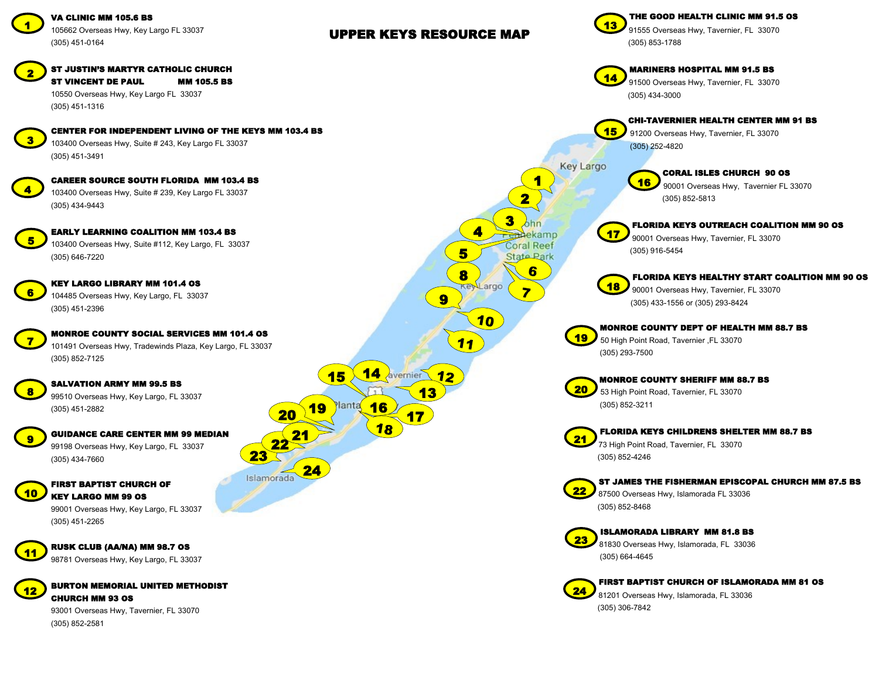# UPPER KEYS RESOURCE MAP

1. **VA CLINIC MM 105.6 BS**
   105662 Overseas Hwy, Key Largo FL 33037
   (305) 451-0164

2. **ST JUSTIN'S MARTYR CATHOLIC CHURCH**
   **ST VINCENT DE PAUL MM 105.5 BS**
   10550 Overseas Hwy, Key Largo FL 33037
   (305) 451-1316

3. **CENTER FOR INDEPENDENT LIVING OF THE KEYS MM 103.4 BS**
   103400 Overseas Hwy, Suite # 243, Key Largo FL 33037
   (305) 451-3491

4. **CAREER SOURCE SOUTH FLORIDA MM 103.4 BS**
   103400 Overseas Hwy, Suite # 239, Key Largo FL 33037
   (305) 434-9443

5. **EARLY LEARNING COALITION MM 103.4 BS**
   103400 Overseas Hwy, Suite #112, Key Largo, FL 33037
   (305) 646-7220

6. **KEY LARGO LIBRARY MM 101.4 OS**
   104485 Overseas Hwy, Key Largo, FL 33037
   (305) 451-2396

7. **MONROE COUNTY SOCIAL SERVICES MM 101.4 OS**
   101491 Overseas Hwy, Tradewinds Plaza, Key Largo, FL 33037
   (305) 852-7125

8. **SALVATION ARMY MM 99.5 BS**
   99510 Overseas Hwy, Key Largo, FL 33037
   (305) 451-2882

9. **GUIDANCE CARE CENTER MM 99 MEDIAN**
   99198 Overseas Hwy, Key Largo, FL 33037
   (305) 434-7660

10. **FIRST BAPTIST CHURCH OF KEY LARGO MM 99 OS**
    99001 Overseas Hwy, Key Largo, FL 33037
    (305) 451-2265

11. **RUSK CLUB (AA/NA) MM 98.7 OS**
    98781 Overseas Hwy, Key Largo, FL 33037

12. **BURTON MEMORIAL UNITED METHODIST CHURCH MM 93 OS**
    93001 Overseas Hwy, Tavernier, FL 33070
    (305) 852-2581

13. **THE GOOD HEALTH CLINIC MM 91.5 OS**
    91555 Overseas Hwy, Tavernier, FL 33070
    (305) 853-1788

14. **MARINERS HOSPITAL MM 91.5 BS**
    91500 Overseas Hwy, Tavernier, FL 33070
    (305) 434-3000

15. **CHI-TAVERNIER HEALTH CENTER MM 91 BS**
    91200 Overseas Hwy, Tavernier, FL 33070
    (305) 252-4820

16. **CORAL ISLES CHURCH 90 OS**
    90001 Overseas Hwy, Tavernier FL 33070
    (305) 852-5813

17. **FLORIDA KEYS OUTREACH COALITION MM 90 OS**
    90001 Overseas Hwy, Tavernier, FL 33070
    (305) 916-5454

18. **FLORIDA KEYS HEALTHY START COALITION MM 90 OS**
    90001 Overseas Hwy, Tavernier, FL 33070
    (305) 433-1556 or (305) 293-8424

19. **MONROE COUNTY DEPT OF HEALTH MM 88.7 BS**
    50 High Point Road, Tavernier ,FL 33070
    (305) 293-7500

20. **MONROE COUNTY SHERIFF MM 88.7 BS**
    53 High Point Road, Tavernier, FL 33070
    (305) 852-3211

21. **FLORIDA KEYS CHILDRENS SHELTER MM 88.7 BS**
    73 High Point Road, Tavernier, FL 33070
    (305) 852-4246

22. **ST JAMES THE FISHERMAN EPISCOPAL CHURCH MM 87.5 BS**
    87500 Overseas Hwy, Islamorada FL 33036
    (305) 852-8468

23. **ISLAMORADA LIBRARY MM 81.8 BS**
    81830 Overseas Hwy, Islamorada, FL 33036
    (305) 664-4645

24. **FIRST BAPTIST CHURCH OF ISLAMORADA MM 81 OS**
    81201 Overseas Hwy, Islamorada, FL 33036
    (305) 306-7842